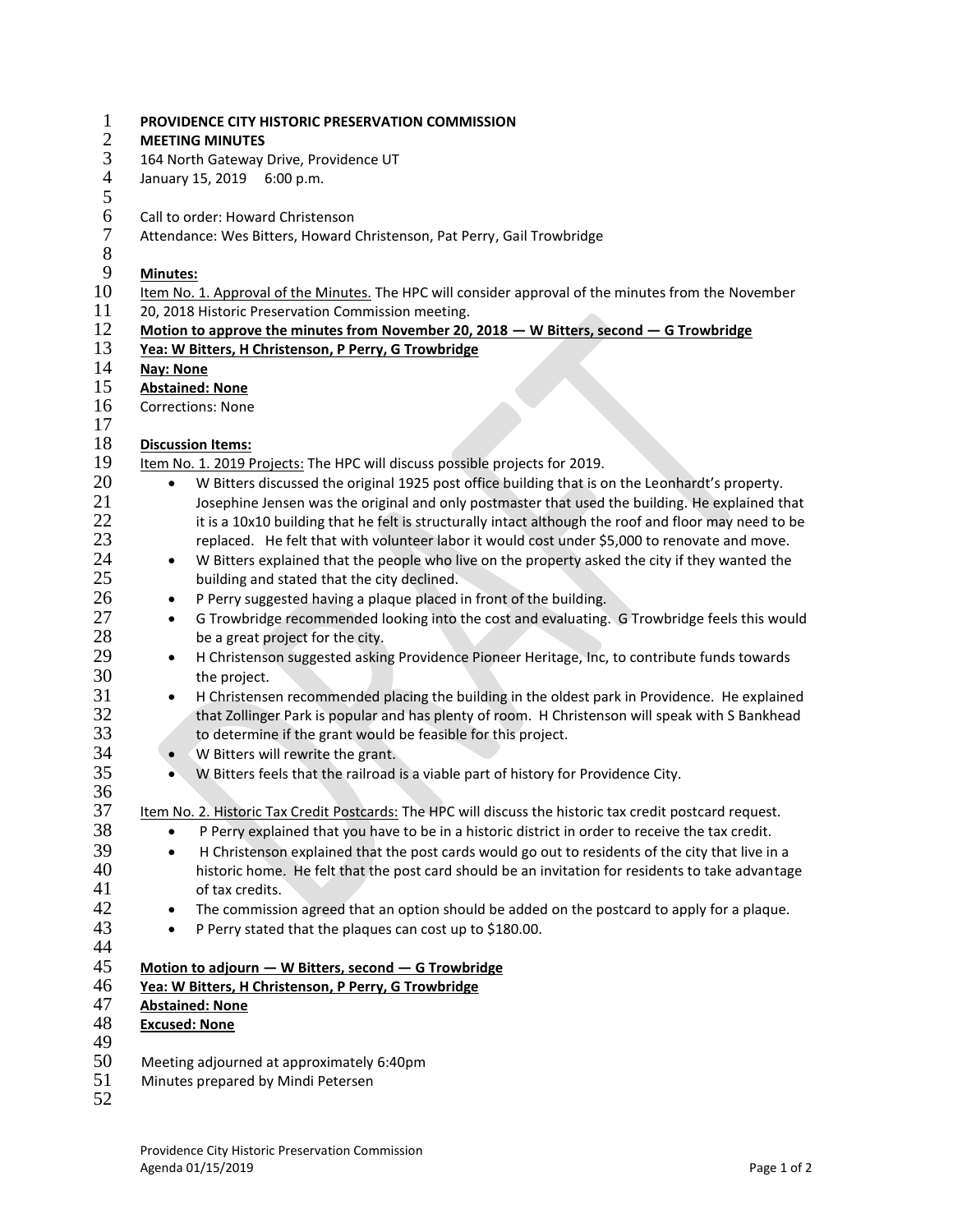**PROVIDENCE CITY HISTORIC PRESERVATION COMMISSION**
**MEETING MINUTES**
164 North Gateway Drive, Providence UT
January 15, 2019 6:00 p.m.

Call to order: Howard Christenson
Attendance: Wes Bitters, Howard Christenson, Pat Perry, Gail Trowbridge

**Minutes:**

Item No. 1. Approval of the Minutes. The HPC will consider approval of the minutes from the November 20, 2018 Historic Preservation Commission meeting.

**Motion to approve the minutes from November 20, 2018 — W Bitters, second — G Trowbridge**
**Yea: W Bitters, H Christenson, P Perry, G Trowbridge**
**Nay: None**
**Abstained: None**
Corrections: None

**Discussion Items:**

Item No. 1. 2019 Projects: The HPC will discuss possible projects for 2019.

- W Bitters discussed the original 1925 post office building that is on the Leonhardt's property. Josephine Jensen was the original and only postmaster that used the building. He explained that it is a 10x10 building that he felt is structurally intact although the roof and floor may need to be replaced. He felt that with volunteer labor it would cost under $5,000 to renovate and move.
- W Bitters explained that the people who live on the property asked the city if they wanted the building and stated that the city declined.
- P Perry suggested having a plaque placed in front of the building.
- G Trowbridge recommended looking into the cost and evaluating. G Trowbridge feels this would be a great project for the city.
- H Christenson suggested asking Providence Pioneer Heritage, Inc, to contribute funds towards the project.
- H Christensen recommended placing the building in the oldest park in Providence. He explained that Zollinger Park is popular and has plenty of room. H Christenson will speak with S Bankhead to determine if the grant would be feasible for this project.
- W Bitters will rewrite the grant.
- W Bitters feels that the railroad is a viable part of history for Providence City.

Item No. 2. Historic Tax Credit Postcards: The HPC will discuss the historic tax credit postcard request.

- P Perry explained that you have to be in a historic district in order to receive the tax credit.
- H Christenson explained that the post cards would go out to residents of the city that live in a historic home. He felt that the post card should be an invitation for residents to take advantage of tax credits.
- The commission agreed that an option should be added on the postcard to apply for a plaque.
- P Perry stated that the plaques can cost up to $180.00.

**Motion to adjourn — W Bitters, second — G Trowbridge**
**Yea: W Bitters, H Christenson, P Perry, G Trowbridge**
**Abstained: None**
**Excused: None**

Meeting adjourned at approximately 6:40pm
Minutes prepared by Mindi Petersen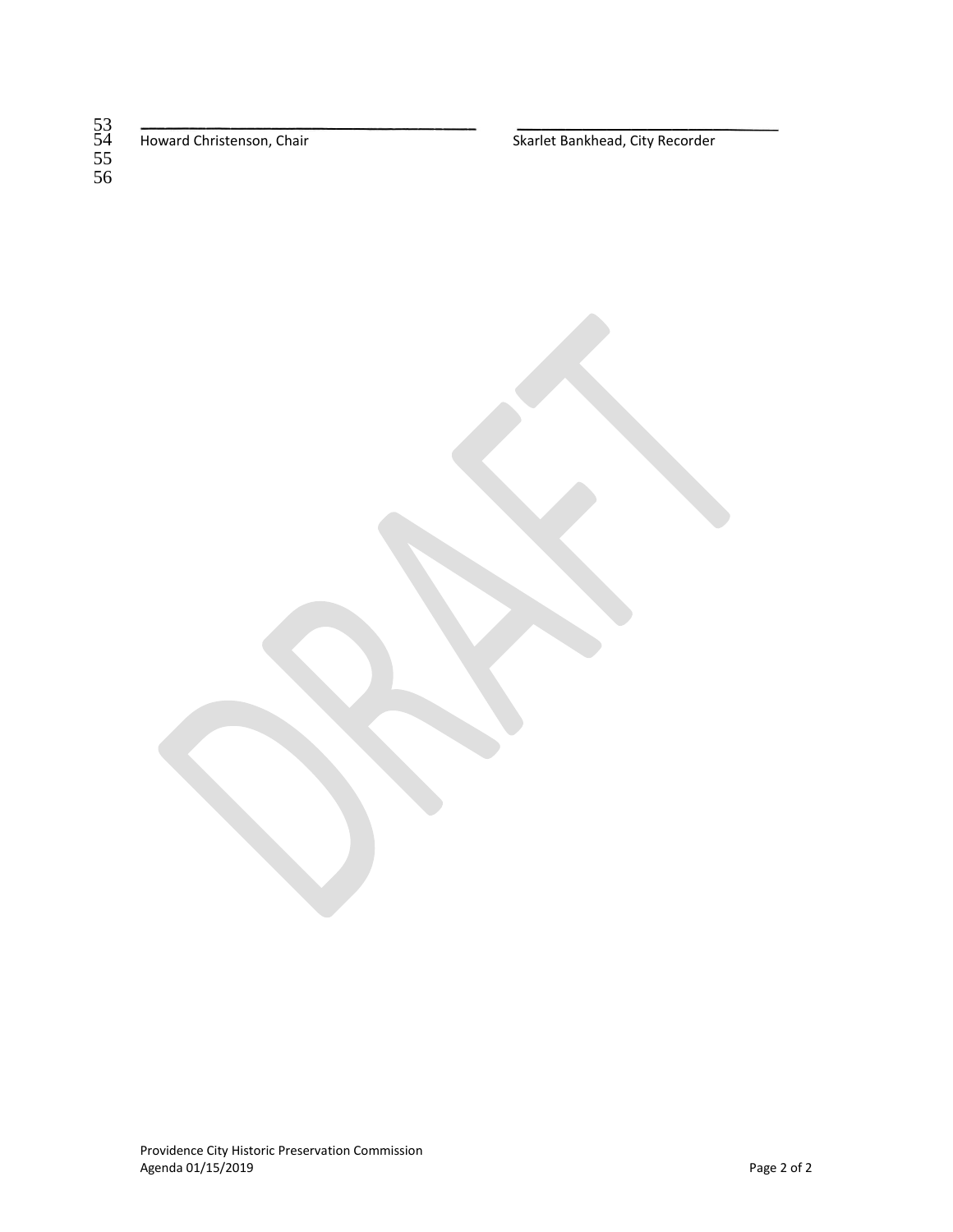53 \_\_\_\_\_\_\_\_\_\_\_\_\_\_\_\_\_\_\_\_\_\_\_\_\_\_\_\_\_\_\_\_\_\_\_\_ \_\_\_\_\_\_\_\_\_\_\_\_\_\_\_\_\_\_\_\_\_\_\_\_\_\_\_\_\_\_

54 Howard Christenson, Chair Skarlet Bankhead, City Recorder

55

56

DRAFT